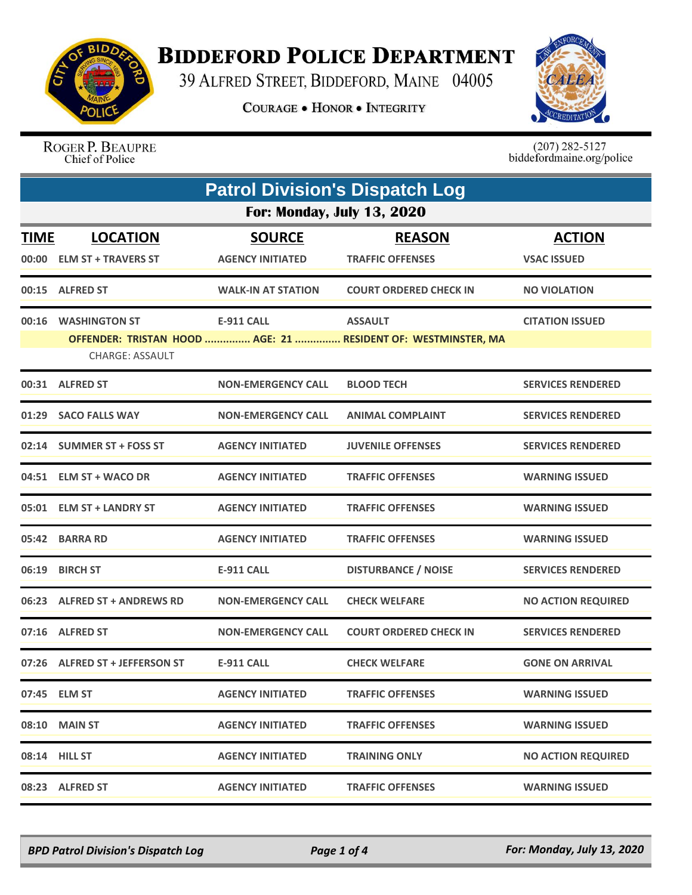# BIDDEFORD POLICE DEPARTMENT

39 ALFRED STREET, BIDDEFORD, MAINE 04005

COURAGE • HONOR • INTEGRITY

ROGER P. BEAUPRE
Chief of Police

(207) 282-5127
biddefordmaine.org/police

## Patrol Division's Dispatch Log

### For: Monday, July 13, 2020

| TIME | LOCATION | SOURCE | REASON | ACTION |
|---|---|---|---|---|
| 00:00 | ELM ST + TRAVERS ST | AGENCY INITIATED | TRAFFIC OFFENSES | VSAC ISSUED |
| 00:15 | ALFRED ST | WALK-IN AT STATION | COURT ORDERED CHECK IN | NO VIOLATION |
| 00:16 | WASHINGTON ST | E-911 CALL | ASSAULT | CITATION ISSUED |
| | OFFENDER: TRISTAN HOOD ............... AGE: 21 ............... RESIDENT OF: WESTMINSTER, MA | | | |
| | CHARGE: ASSAULT | | | |
| 00:31 | ALFRED ST | NON-EMERGENCY CALL | BLOOD TECH | SERVICES RENDERED |
| 01:29 | SACO FALLS WAY | NON-EMERGENCY CALL | ANIMAL COMPLAINT | SERVICES RENDERED |
| 02:14 | SUMMER ST + FOSS ST | AGENCY INITIATED | JUVENILE OFFENSES | SERVICES RENDERED |
| 04:51 | ELM ST + WACO DR | AGENCY INITIATED | TRAFFIC OFFENSES | WARNING ISSUED |
| 05:01 | ELM ST + LANDRY ST | AGENCY INITIATED | TRAFFIC OFFENSES | WARNING ISSUED |
| 05:42 | BARRA RD | AGENCY INITIATED | TRAFFIC OFFENSES | WARNING ISSUED |
| 06:19 | BIRCH ST | E-911 CALL | DISTURBANCE / NOISE | SERVICES RENDERED |
| 06:23 | ALFRED ST + ANDREWS RD | NON-EMERGENCY CALL | CHECK WELFARE | NO ACTION REQUIRED |
| 07:16 | ALFRED ST | NON-EMERGENCY CALL | COURT ORDERED CHECK IN | SERVICES RENDERED |
| 07:26 | ALFRED ST + JEFFERSON ST | E-911 CALL | CHECK WELFARE | GONE ON ARRIVAL |
| 07:45 | ELM ST | AGENCY INITIATED | TRAFFIC OFFENSES | WARNING ISSUED |
| 08:10 | MAIN ST | AGENCY INITIATED | TRAFFIC OFFENSES | WARNING ISSUED |
| 08:14 | HILL ST | AGENCY INITIATED | TRAINING ONLY | NO ACTION REQUIRED |
| 08:23 | ALFRED ST | AGENCY INITIATED | TRAFFIC OFFENSES | WARNING ISSUED |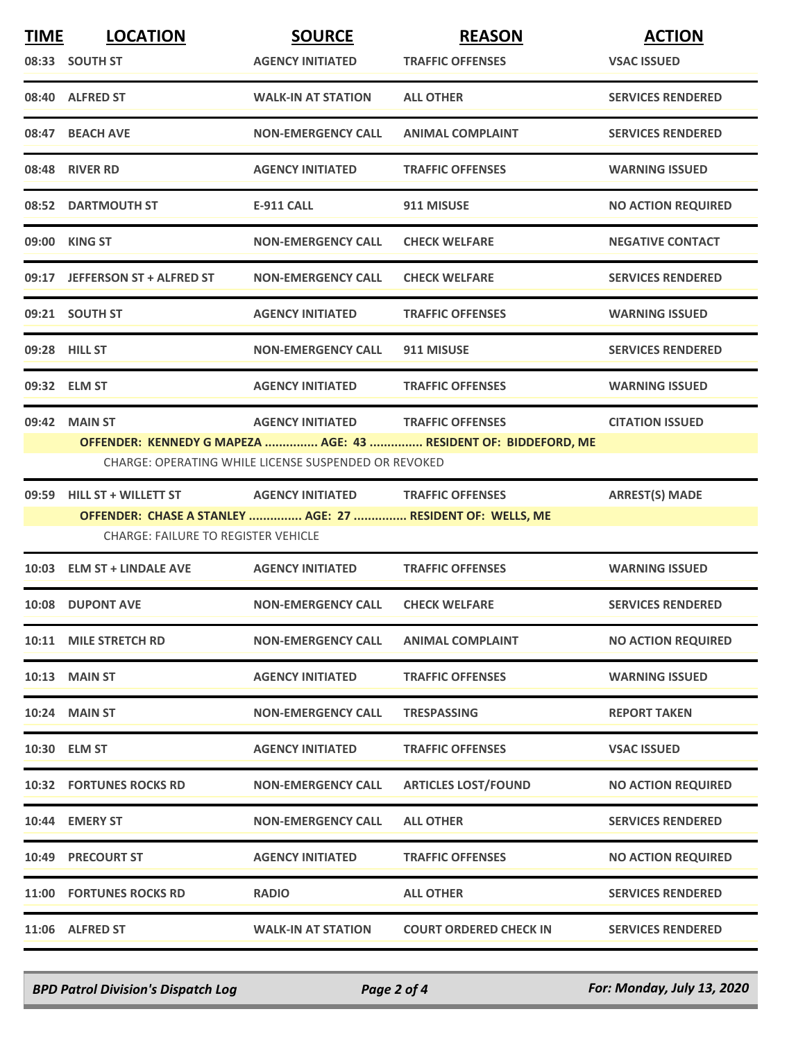| TIME | LOCATION | SOURCE | REASON | ACTION |
|---|---|---|---|---|
| 08:33 | SOUTH ST | AGENCY INITIATED | TRAFFIC OFFENSES | VSAC ISSUED |
| 08:40 | ALFRED ST | WALK-IN AT STATION | ALL OTHER | SERVICES RENDERED |
| 08:47 | BEACH AVE | NON-EMERGENCY CALL | ANIMAL COMPLAINT | SERVICES RENDERED |
| 08:48 | RIVER RD | AGENCY INITIATED | TRAFFIC OFFENSES | WARNING ISSUED |
| 08:52 | DARTMOUTH ST | E-911 CALL | 911 MISUSE | NO ACTION REQUIRED |
| 09:00 | KING ST | NON-EMERGENCY CALL | CHECK WELFARE | NEGATIVE CONTACT |
| 09:17 | JEFFERSON ST + ALFRED ST | NON-EMERGENCY CALL | CHECK WELFARE | SERVICES RENDERED |
| 09:21 | SOUTH ST | AGENCY INITIATED | TRAFFIC OFFENSES | WARNING ISSUED |
| 09:28 | HILL ST | NON-EMERGENCY CALL | 911 MISUSE | SERVICES RENDERED |
| 09:32 | ELM ST | AGENCY INITIATED | TRAFFIC OFFENSES | WARNING ISSUED |
| 09:42 | MAIN ST | AGENCY INITIATED | TRAFFIC OFFENSES | CITATION ISSUED |
| | OFFENDER: KENNEDY G MAPEZA ............... AGE: 43 ............... RESIDENT OF: BIDDEFORD, ME | | | |
| | CHARGE: OPERATING WHILE LICENSE SUSPENDED OR REVOKED | | | |
| 09:59 | HILL ST + WILLETT ST | AGENCY INITIATED | TRAFFIC OFFENSES | ARREST(S) MADE |
| | OFFENDER: CHASE A STANLEY ............... AGE: 27 ............... RESIDENT OF: WELLS, ME | | | |
| | CHARGE: FAILURE TO REGISTER VEHICLE | | | |
| 10:03 | ELM ST + LINDALE AVE | AGENCY INITIATED | TRAFFIC OFFENSES | WARNING ISSUED |
| 10:08 | DUPONT AVE | NON-EMERGENCY CALL | CHECK WELFARE | SERVICES RENDERED |
| 10:11 | MILE STRETCH RD | NON-EMERGENCY CALL | ANIMAL COMPLAINT | NO ACTION REQUIRED |
| 10:13 | MAIN ST | AGENCY INITIATED | TRAFFIC OFFENSES | WARNING ISSUED |
| 10:24 | MAIN ST | NON-EMERGENCY CALL | TRESPASSING | REPORT TAKEN |
| 10:30 | ELM ST | AGENCY INITIATED | TRAFFIC OFFENSES | VSAC ISSUED |
| 10:32 | FORTUNES ROCKS RD | NON-EMERGENCY CALL | ARTICLES LOST/FOUND | NO ACTION REQUIRED |
| 10:44 | EMERY ST | NON-EMERGENCY CALL | ALL OTHER | SERVICES RENDERED |
| 10:49 | PRECOURT ST | AGENCY INITIATED | TRAFFIC OFFENSES | NO ACTION REQUIRED |
| 11:00 | FORTUNES ROCKS RD | RADIO | ALL OTHER | SERVICES RENDERED |
| 11:06 | ALFRED ST | WALK-IN AT STATION | COURT ORDERED CHECK IN | SERVICES RENDERED |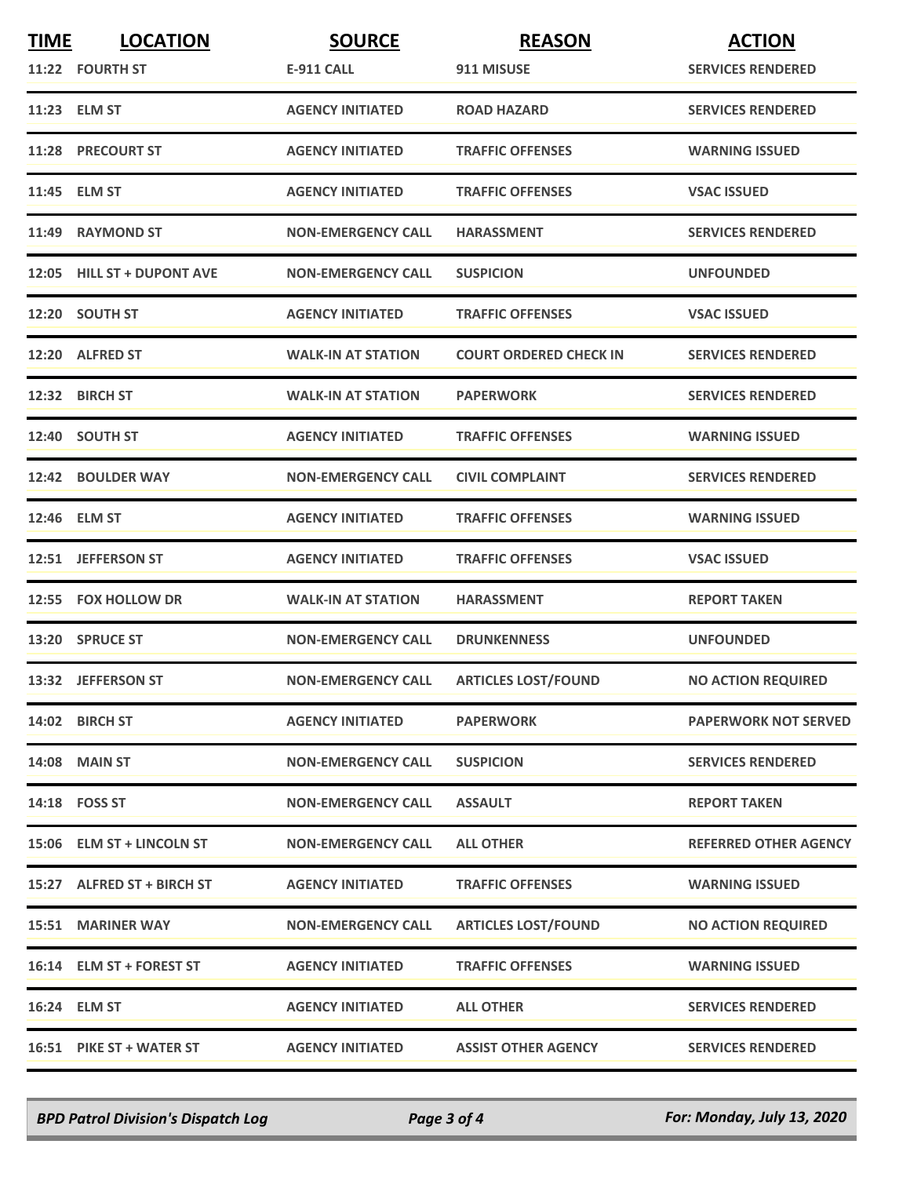| TIME | LOCATION | SOURCE | REASON | ACTION |
| --- | --- | --- | --- | --- |
| 11:22 | FOURTH ST | E-911 CALL | 911 MISUSE | SERVICES RENDERED |
| 11:23 | ELM ST | AGENCY INITIATED | ROAD HAZARD | SERVICES RENDERED |
| 11:28 | PRECOURT ST | AGENCY INITIATED | TRAFFIC OFFENSES | WARNING ISSUED |
| 11:45 | ELM ST | AGENCY INITIATED | TRAFFIC OFFENSES | VSAC ISSUED |
| 11:49 | RAYMOND ST | NON-EMERGENCY CALL | HARASSMENT | SERVICES RENDERED |
| 12:05 | HILL ST + DUPONT AVE | NON-EMERGENCY CALL | SUSPICION | UNFOUNDED |
| 12:20 | SOUTH ST | AGENCY INITIATED | TRAFFIC OFFENSES | VSAC ISSUED |
| 12:20 | ALFRED ST | WALK-IN AT STATION | COURT ORDERED CHECK IN | SERVICES RENDERED |
| 12:32 | BIRCH ST | WALK-IN AT STATION | PAPERWORK | SERVICES RENDERED |
| 12:40 | SOUTH ST | AGENCY INITIATED | TRAFFIC OFFENSES | WARNING ISSUED |
| 12:42 | BOULDER WAY | NON-EMERGENCY CALL | CIVIL COMPLAINT | SERVICES RENDERED |
| 12:46 | ELM ST | AGENCY INITIATED | TRAFFIC OFFENSES | WARNING ISSUED |
| 12:51 | JEFFERSON ST | AGENCY INITIATED | TRAFFIC OFFENSES | VSAC ISSUED |
| 12:55 | FOX HOLLOW DR | WALK-IN AT STATION | HARASSMENT | REPORT TAKEN |
| 13:20 | SPRUCE ST | NON-EMERGENCY CALL | DRUNKENNESS | UNFOUNDED |
| 13:32 | JEFFERSON ST | NON-EMERGENCY CALL | ARTICLES LOST/FOUND | NO ACTION REQUIRED |
| 14:02 | BIRCH ST | AGENCY INITIATED | PAPERWORK | PAPERWORK NOT SERVED |
| 14:08 | MAIN ST | NON-EMERGENCY CALL | SUSPICION | SERVICES RENDERED |
| 14:18 | FOSS ST | NON-EMERGENCY CALL | ASSAULT | REPORT TAKEN |
| 15:06 | ELM ST + LINCOLN ST | NON-EMERGENCY CALL | ALL OTHER | REFERRED OTHER AGENCY |
| 15:27 | ALFRED ST + BIRCH ST | AGENCY INITIATED | TRAFFIC OFFENSES | WARNING ISSUED |
| 15:51 | MARINER WAY | NON-EMERGENCY CALL | ARTICLES LOST/FOUND | NO ACTION REQUIRED |
| 16:14 | ELM ST + FOREST ST | AGENCY INITIATED | TRAFFIC OFFENSES | WARNING ISSUED |
| 16:24 | ELM ST | AGENCY INITIATED | ALL OTHER | SERVICES RENDERED |
| 16:51 | PIKE ST + WATER ST | AGENCY INITIATED | ASSIST OTHER AGENCY | SERVICES RENDERED |

*BPD Patrol Division's Dispatch Log* — *For: Monday, July 13, 2020*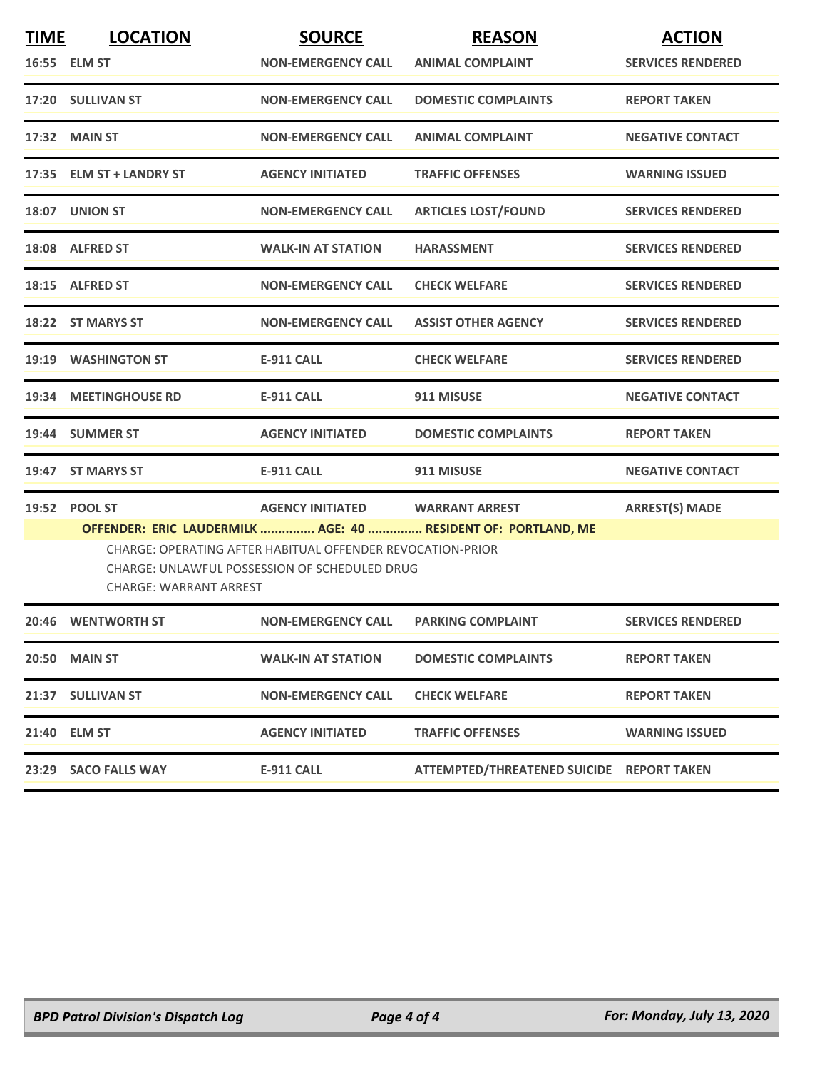| TIME | LOCATION | SOURCE | REASON | ACTION |
|---|---|---|---|---|
| 16:55 | ELM ST | NON-EMERGENCY CALL | ANIMAL COMPLAINT | SERVICES RENDERED |
| 17:20 | SULLIVAN ST | NON-EMERGENCY CALL | DOMESTIC COMPLAINTS | REPORT TAKEN |
| 17:32 | MAIN ST | NON-EMERGENCY CALL | ANIMAL COMPLAINT | NEGATIVE CONTACT |
| 17:35 | ELM ST + LANDRY ST | AGENCY INITIATED | TRAFFIC OFFENSES | WARNING ISSUED |
| 18:07 | UNION ST | NON-EMERGENCY CALL | ARTICLES LOST/FOUND | SERVICES RENDERED |
| 18:08 | ALFRED ST | WALK-IN AT STATION | HARASSMENT | SERVICES RENDERED |
| 18:15 | ALFRED ST | NON-EMERGENCY CALL | CHECK WELFARE | SERVICES RENDERED |
| 18:22 | ST MARYS ST | NON-EMERGENCY CALL | ASSIST OTHER AGENCY | SERVICES RENDERED |
| 19:19 | WASHINGTON ST | E-911 CALL | CHECK WELFARE | SERVICES RENDERED |
| 19:34 | MEETINGHOUSE RD | E-911 CALL | 911 MISUSE | NEGATIVE CONTACT |
| 19:44 | SUMMER ST | AGENCY INITIATED | DOMESTIC COMPLAINTS | REPORT TAKEN |
| 19:47 | ST MARYS ST | E-911 CALL | 911 MISUSE | NEGATIVE CONTACT |
| 19:52 | POOL ST | AGENCY INITIATED | WARRANT ARREST | ARREST(S) MADE |

**OFFENDER: ERIC LAUDERMILK ............... AGE: 40 ............... RESIDENT OF: PORTLAND, ME**

CHARGE: OPERATING AFTER HABITUAL OFFENDER REVOCATION-PRIOR
CHARGE: UNLAWFUL POSSESSION OF SCHEDULED DRUG
CHARGE: WARRANT ARREST

| TIME | LOCATION | SOURCE | REASON | ACTION |
|---|---|---|---|---|
| 20:46 | WENTWORTH ST | NON-EMERGENCY CALL | PARKING COMPLAINT | SERVICES RENDERED |
| 20:50 | MAIN ST | WALK-IN AT STATION | DOMESTIC COMPLAINTS | REPORT TAKEN |
| 21:37 | SULLIVAN ST | NON-EMERGENCY CALL | CHECK WELFARE | REPORT TAKEN |
| 21:40 | ELM ST | AGENCY INITIATED | TRAFFIC OFFENSES | WARNING ISSUED |
| 23:29 | SACO FALLS WAY | E-911 CALL | ATTEMPTED/THREATENED SUICIDE | REPORT TAKEN |